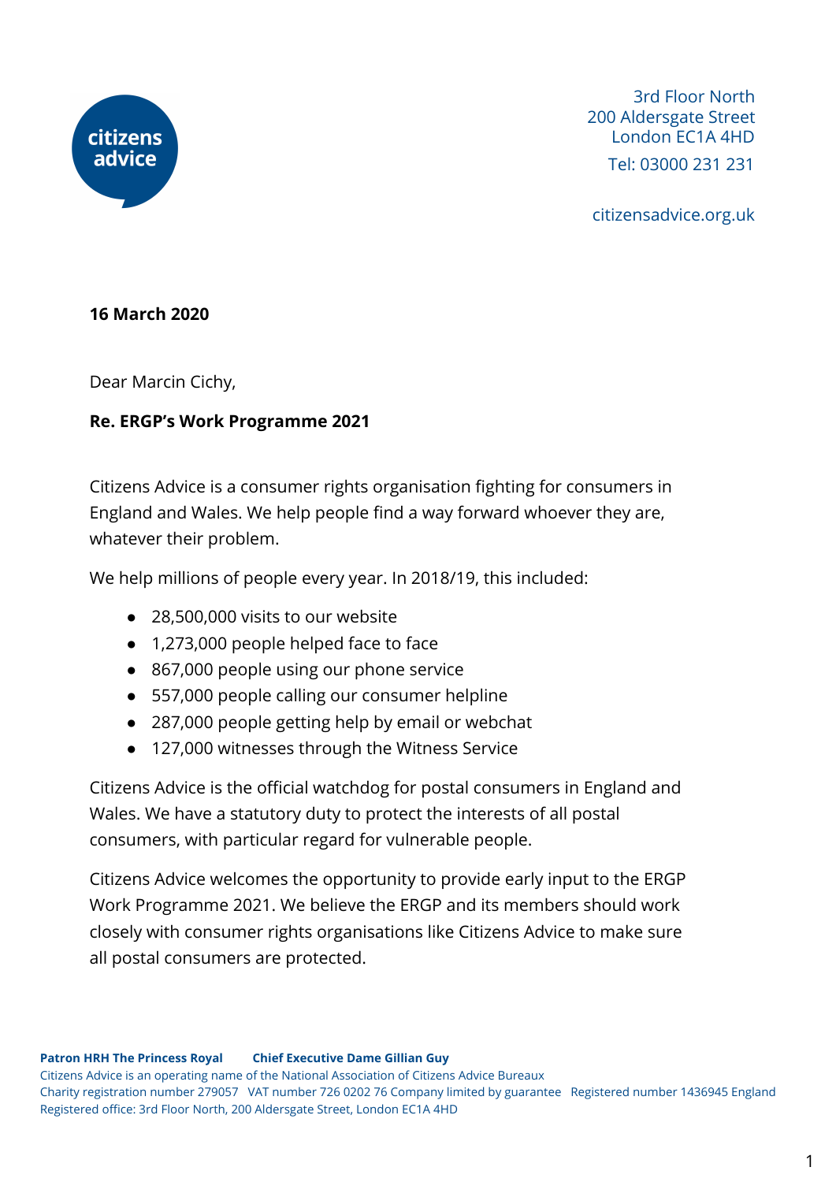3rd Floor North
200 Aldersgate Street
London EC1A 4HD

Tel: 03000 231 231

citizensadvice.org.uk

**16 March 2020**

Dear Marcin Cichy,

**Re. ERGP's Work Programme 2021**

Citizens Advice is a consumer rights organisation fighting for consumers in England and Wales. We help people find a way forward whoever they are, whatever their problem.

We help millions of people every year. In 2018/19, this included:

- 28,500,000 visits to our website
- 1,273,000 people helped face to face
- 867,000 people using our phone service
- 557,000 people calling our consumer helpline
- 287,000 people getting help by email or webchat
- 127,000 witnesses through the Witness Service

Citizens Advice is the official watchdog for postal consumers in England and Wales. We have a statutory duty to protect the interests of all postal consumers, with particular regard for vulnerable people.

Citizens Advice welcomes the opportunity to provide early input to the ERGP Work Programme 2021. We believe the ERGP and its members should work closely with consumer rights organisations like Citizens Advice to make sure all postal consumers are protected.

**Patron HRH The Princess Royal** **Chief Executive Dame Gillian Guy**
Citizens Advice is an operating name of the National Association of Citizens Advice Bureaux
Charity registration number 279057 VAT number 726 0202 76 Company limited by guarantee Registered number 1436945 England
Registered office: 3rd Floor North, 200 Aldersgate Street, London EC1A 4HD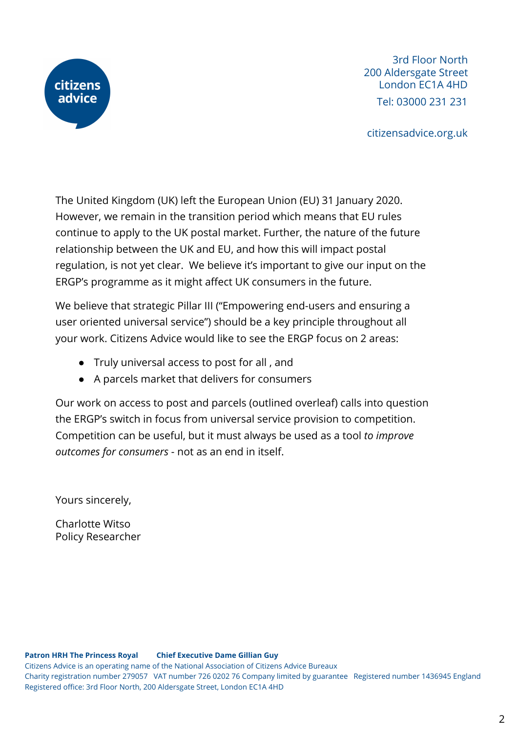citizens advice

3rd Floor North
200 Aldersgate Street
London EC1A 4HD
Tel: 03000 231 231

citizensadvice.org.uk

The United Kingdom (UK) left the European Union (EU) 31 January 2020. However, we remain in the transition period which means that EU rules continue to apply to the UK postal market. Further, the nature of the future relationship between the UK and EU, and how this will impact postal regulation, is not yet clear. We believe it's important to give our input on the ERGP's programme as it might affect UK consumers in the future.

We believe that strategic Pillar III ("Empowering end-users and ensuring a user oriented universal service") should be a key principle throughout all your work. Citizens Advice would like to see the ERGP focus on 2 areas:

- Truly universal access to post for all , and
- A parcels market that delivers for consumers

Our work on access to post and parcels (outlined overleaf) calls into question the ERGP's switch in focus from universal service provision to competition. Competition can be useful, but it must always be used as a tool *to improve outcomes for consumers* - not as an end in itself.

Yours sincerely,

Charlotte Witso
Policy Researcher

**Patron HRH The Princess Royal** **Chief Executive Dame Gillian Guy**
Citizens Advice is an operating name of the National Association of Citizens Advice Bureaux
Charity registration number 279057 VAT number 726 0202 76 Company limited by guarantee Registered number 1436945 England
Registered office: 3rd Floor North, 200 Aldersgate Street, London EC1A 4HD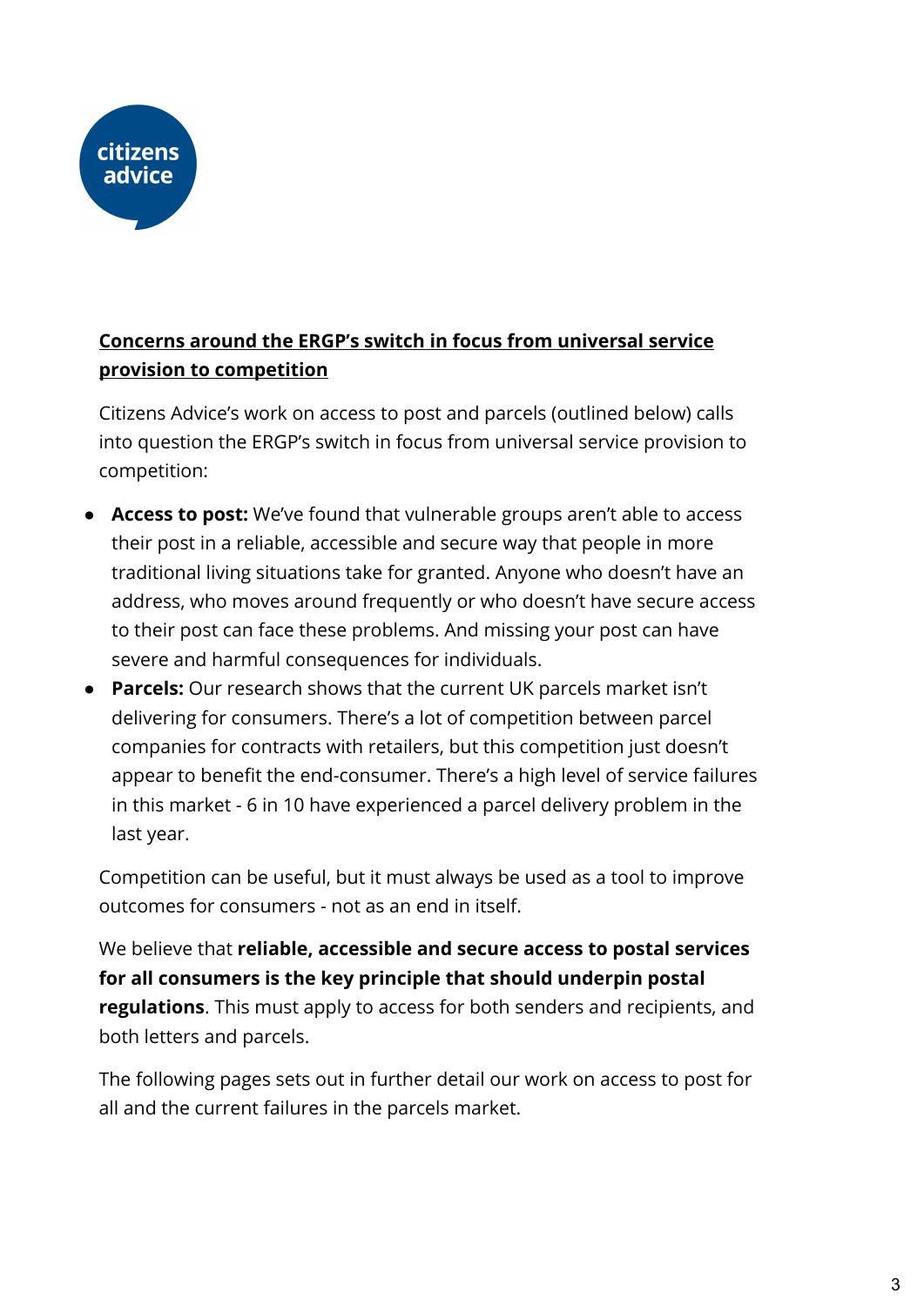## Concerns around the ERGP's switch in focus from universal service provision to competition

Citizens Advice's work on access to post and parcels (outlined below) calls into question the ERGP's switch in focus from universal service provision to competition:

- **Access to post:** We've found that vulnerable groups aren't able to access their post in a reliable, accessible and secure way that people in more traditional living situations take for granted. Anyone who doesn't have an address, who moves around frequently or who doesn't have secure access to their post can face these problems. And missing your post can have severe and harmful consequences for individuals.
- **Parcels:** Our research shows that the current UK parcels market isn't delivering for consumers. There's a lot of competition between parcel companies for contracts with retailers, but this competition just doesn't appear to benefit the end-consumer. There's a high level of service failures in this market - 6 in 10 have experienced a parcel delivery problem in the last year.

Competition can be useful, but it must always be used as a tool to improve outcomes for consumers - not as an end in itself.

We believe that **reliable, accessible and secure access to postal services for all consumers is the key principle that should underpin postal regulations**. This must apply to access for both senders and recipients, and both letters and parcels.

The following pages sets out in further detail our work on access to post for all and the current failures in the parcels market.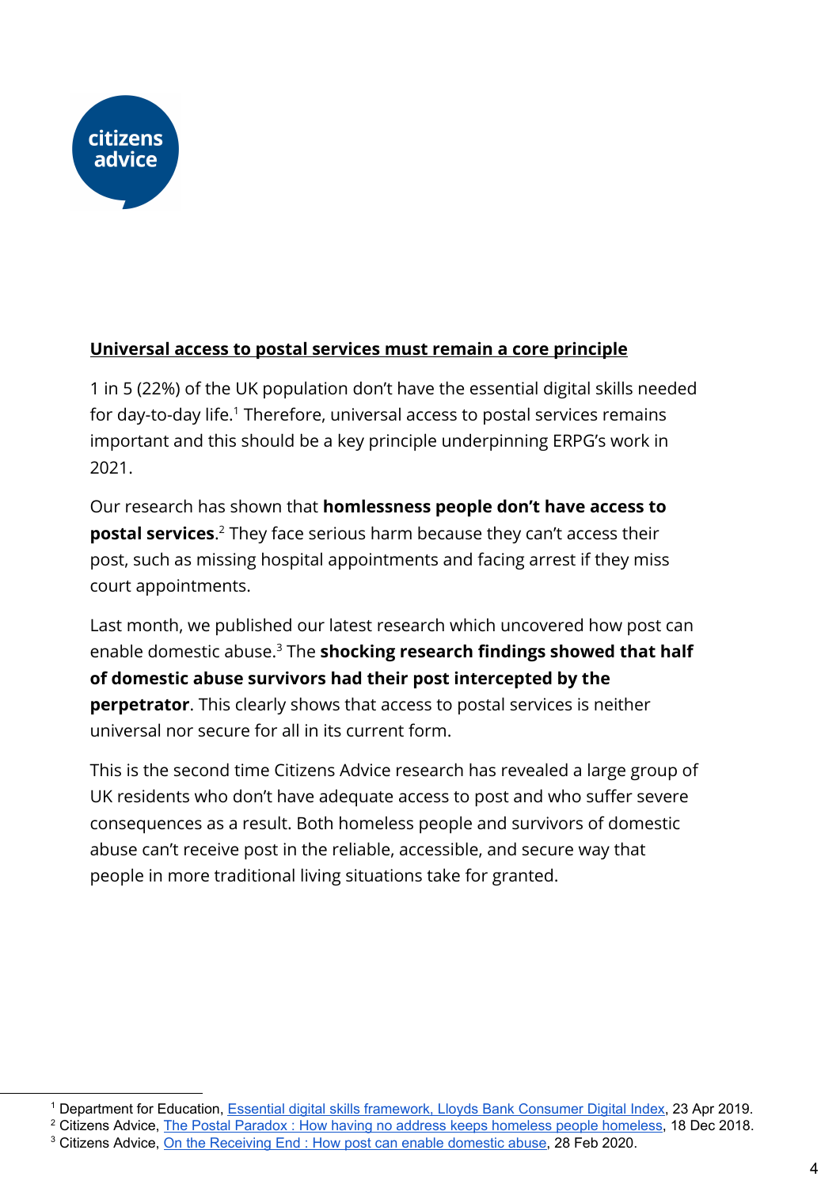**Universal access to postal services must remain a core principle**

1 in 5 (22%) of the UK population don't have the essential digital skills needed for day-to-day life.[1] Therefore, universal access to postal services remains important and this should be a key principle underpinning ERPG's work in 2021.

Our research has shown that **homlessness people don't have access to postal services**.[2] They face serious harm because they can't access their post, such as missing hospital appointments and facing arrest if they miss court appointments.

Last month, we published our latest research which uncovered how post can enable domestic abuse.[3] The **shocking research findings showed that half of domestic abuse survivors had their post intercepted by the perpetrator**. This clearly shows that access to postal services is neither universal nor secure for all in its current form.

This is the second time Citizens Advice research has revealed a large group of UK residents who don't have adequate access to post and who suffer severe consequences as a result. Both homeless people and survivors of domestic abuse can't receive post in the reliable, accessible, and secure way that people in more traditional living situations take for granted.

---

[1] Department for Education, Essential digital skills framework, Lloyds Bank Consumer Digital Index, 23 Apr 2019.
[2] Citizens Advice, The Postal Paradox : How having no address keeps homeless people homeless, 18 Dec 2018.
[3] Citizens Advice, On the Receiving End : How post can enable domestic abuse, 28 Feb 2020.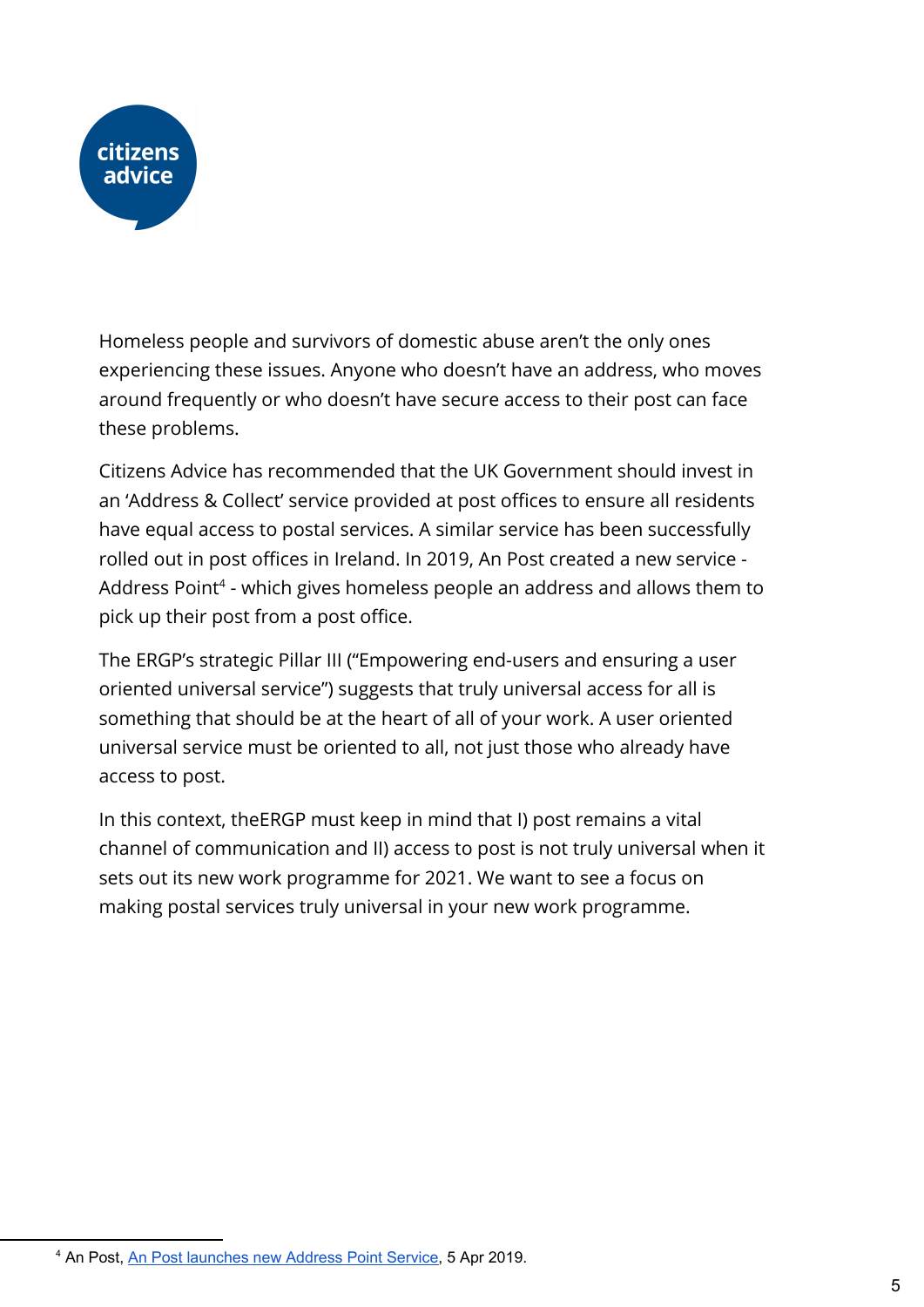Homeless people and survivors of domestic abuse aren't the only ones experiencing these issues. Anyone who doesn't have an address, who moves around frequently or who doesn't have secure access to their post can face these problems.

Citizens Advice has recommended that the UK Government should invest in an 'Address & Collect' service provided at post offices to ensure all residents have equal access to postal services. A similar service has been successfully rolled out in post offices in Ireland. In 2019, An Post created a new service - Address Point[4] - which gives homeless people an address and allows them to pick up their post from a post office.

The ERGP's strategic Pillar III ("Empowering end-users and ensuring a user oriented universal service") suggests that truly universal access for all is something that should be at the heart of all of your work. A user oriented universal service must be oriented to all, not just those who already have access to post.

In this context, theERGP must keep in mind that I) post remains a vital channel of communication and II) access to post is not truly universal when it sets out its new work programme for 2021. We want to see a focus on making postal services truly universal in your new work programme.

---

[4] An Post, An Post launches new Address Point Service, 5 Apr 2019.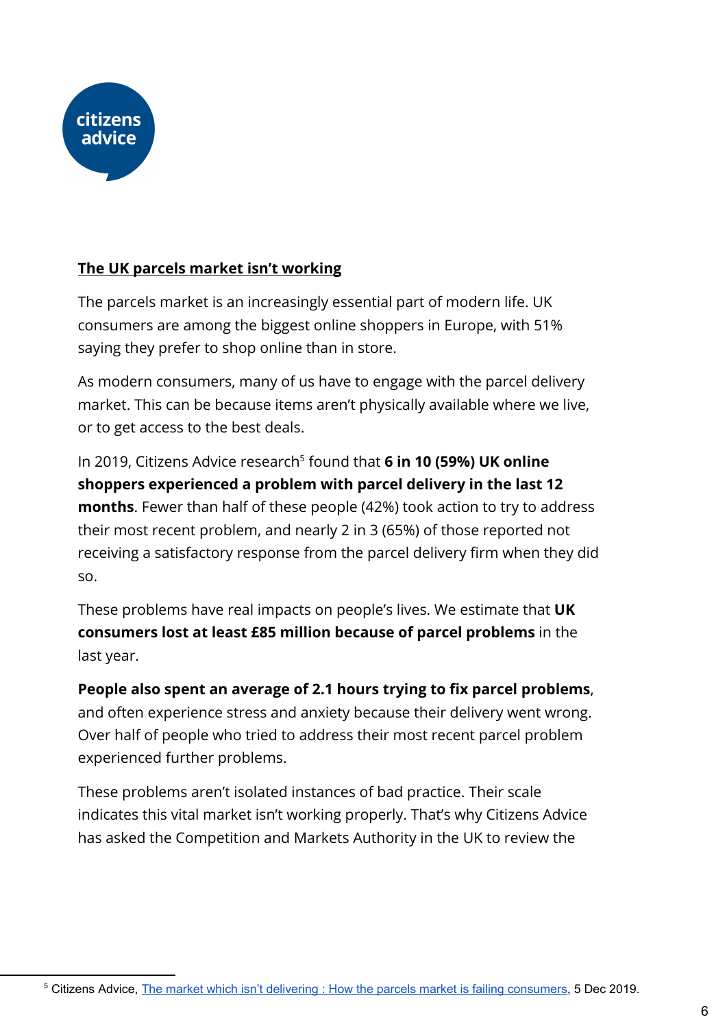**The UK parcels market isn't working**

The parcels market is an increasingly essential part of modern life. UK consumers are among the biggest online shoppers in Europe, with 51% saying they prefer to shop online than in store.

As modern consumers, many of us have to engage with the parcel delivery market. This can be because items aren't physically available where we live, or to get access to the best deals.

In 2019, Citizens Advice research[5] found that **6 in 10 (59%) UK online shoppers experienced a problem with parcel delivery in the last 12 months**. Fewer than half of these people (42%) took action to try to address their most recent problem, and nearly 2 in 3 (65%) of those reported not receiving a satisfactory response from the parcel delivery firm when they did so.

These problems have real impacts on people's lives. We estimate that **UK consumers lost at least £85 million because of parcel problems** in the last year.

**People also spent an average of 2.1 hours trying to fix parcel problems**, and often experience stress and anxiety because their delivery went wrong. Over half of people who tried to address their most recent parcel problem experienced further problems.

These problems aren't isolated instances of bad practice. Their scale indicates this vital market isn't working properly. That's why Citizens Advice has asked the Competition and Markets Authority in the UK to review the

---

[5] Citizens Advice, The market which isn't delivering : How the parcels market is failing consumers, 5 Dec 2019.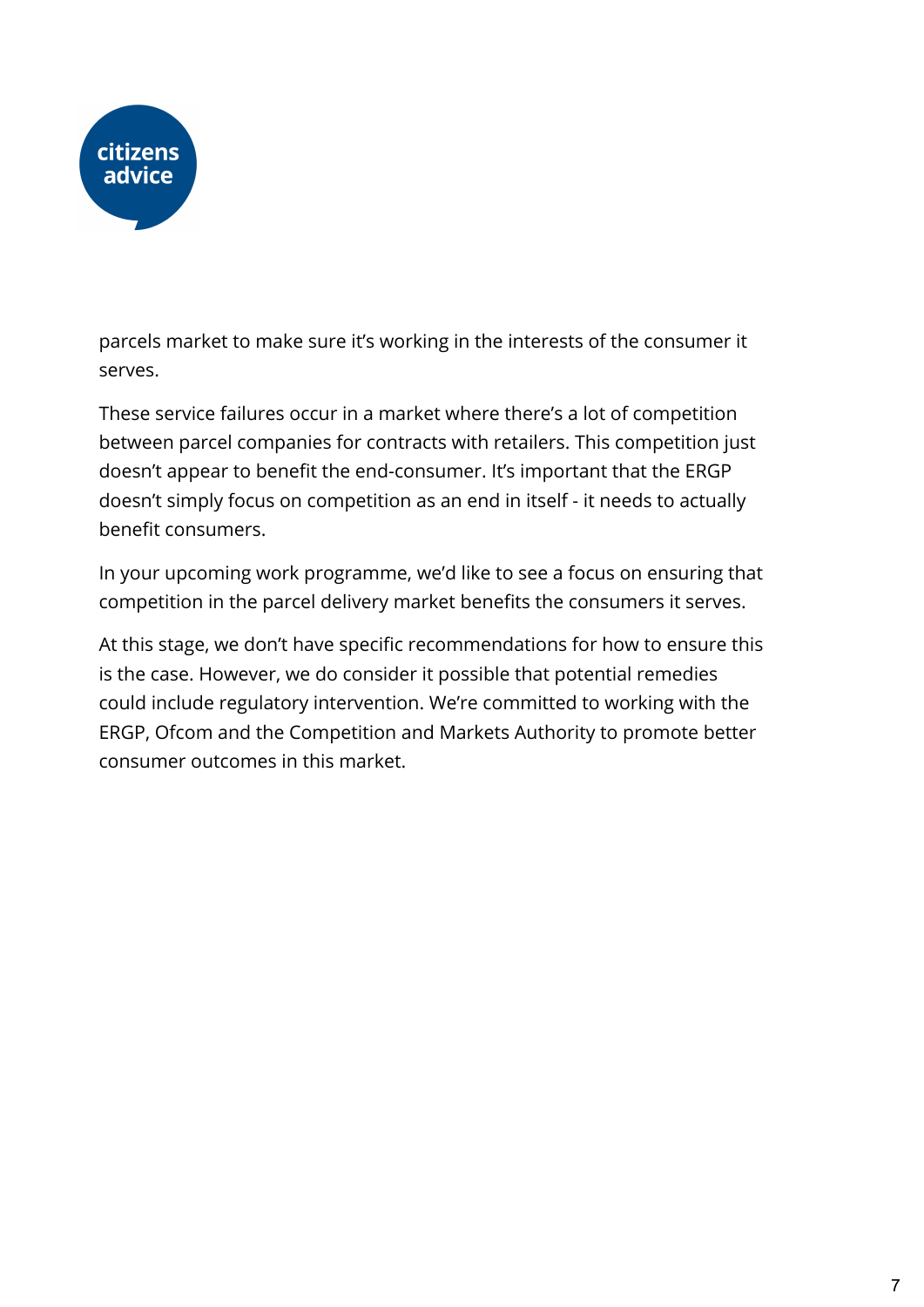parcels market to make sure it's working in the interests of the consumer it serves.

These service failures occur in a market where there's a lot of competition between parcel companies for contracts with retailers. This competition just doesn't appear to benefit the end-consumer. It's important that the ERGP doesn't simply focus on competition as an end in itself - it needs to actually benefit consumers.

In your upcoming work programme, we'd like to see a focus on ensuring that competition in the parcel delivery market benefits the consumers it serves.

At this stage, we don't have specific recommendations for how to ensure this is the case. However, we do consider it possible that potential remedies could include regulatory intervention. We're committed to working with the ERGP, Ofcom and the Competition and Markets Authority to promote better consumer outcomes in this market.